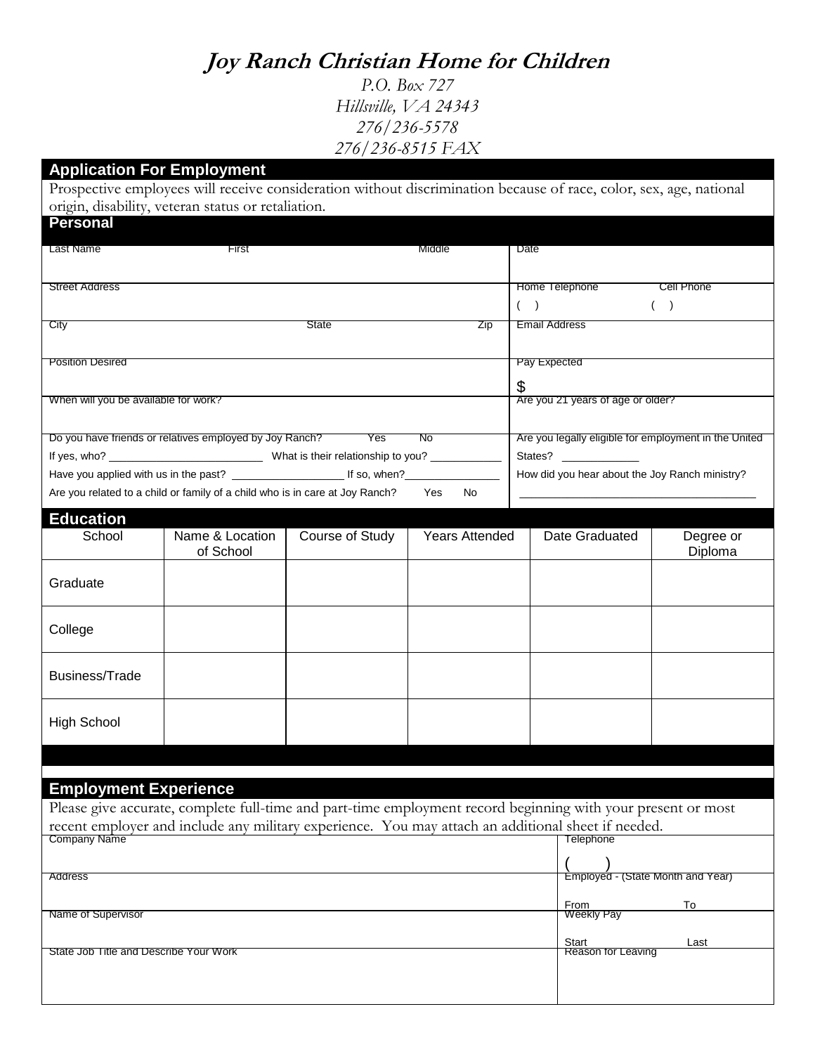# *Joy Ranch Christian Home for Children*

*P.O. Box 727*
*Hillsville, VA 24343*
*276/236-5578*
*276/236-8515 FAX*

## Application For Employment

Prospective employees will receive consideration without discrimination because of race, color, sex, age, national origin, disability, veteran status or retaliation.

## Personal

| | |
|---|---|
| Last Name First Middle | Date |
| Street Address | Home Telephone ( ) Cell Phone ( ) |
| City State Zip | Email Address |
| Position Desired | Pay Expected $ |
| When will you be available for work? | Are you 21 years of age or older? |
| Do you have friends or relatives employed by Joy Ranch? Yes No<br>If yes, who? ____________________ What is their relationship to you? ____________<br>Have you applied with us in the past? ________________ If so, when?______________<br>Are you related to a child or family of a child who is in care at Joy Ranch? Yes No | Are you legally eligible for employment in the United States? ___________<br>How did you hear about the Joy Ranch ministry?<br>________________________________ |

## Education

| School | Name & Location of School | Course of Study | Years Attended | Date Graduated | Degree or Diploma |
|---|---|---|---|---|---|
| Graduate | | | | | |
| College | | | | | |
| Business/Trade | | | | | |
| High School | | | | | |

## Employment Experience

Please give accurate, complete full-time and part-time employment record beginning with your present or most recent employer and include any military experience. You may attach an additional sheet if needed.

| | |
|---|---|
| Company Name | Telephone ( ) |
| Address | Employed - (State Month and Year) From To |
| Name of Supervisor | Weekly Pay Start Last |
| State Job Title and Describe Your Work | Reason for Leaving |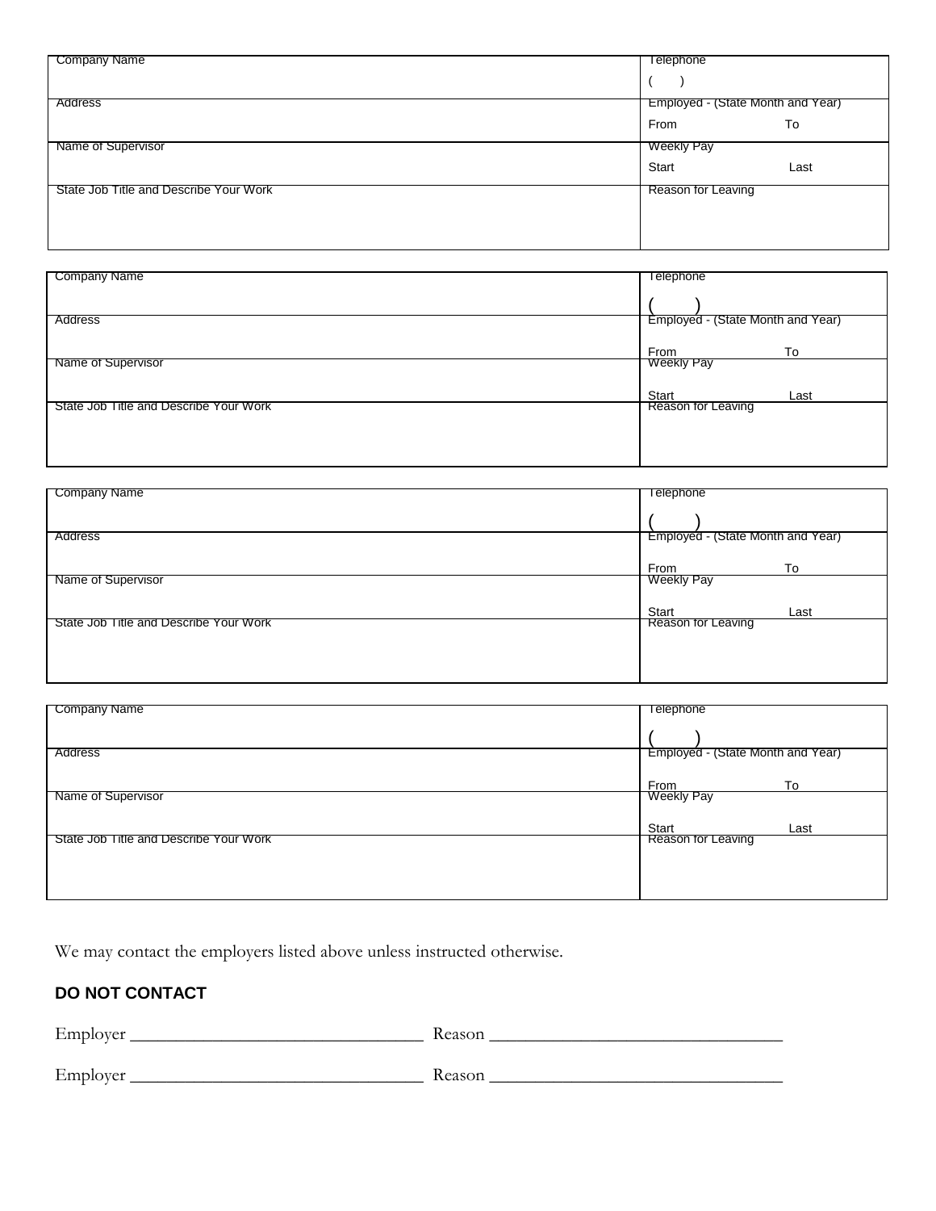| Company Name | Telephone<br>(   ) |
|---|---|
| Address | Employed - (State Month and Year)<br>From  To |
| Name of Supervisor | Weekly Pay<br>Start  Last |
| State Job Title and Describe Your Work | Reason for Leaving |

| Company Name | Telephone<br>(   ) |
|---|---|
| Address | Employed - (State Month and Year)<br>From  To |
| Name of Supervisor | Weekly Pay<br>Start  Last |
| State Job Title and Describe Your Work | Reason for Leaving |

| Company Name | Telephone<br>(   ) |
|---|---|
| Address | Employed - (State Month and Year)<br>From  To |
| Name of Supervisor | Weekly Pay<br>Start  Last |
| State Job Title and Describe Your Work | Reason for Leaving |

| Company Name | Telephone<br>(   ) |
|---|---|
| Address | Employed - (State Month and Year)<br>From  To |
| Name of Supervisor | Weekly Pay<br>Start  Last |
| State Job Title and Describe Your Work | Reason for Leaving |

We may contact the employers listed above unless instructed otherwise.

**DO NOT CONTACT**

Employer ________________________________ Reason ________________________________

Employer ________________________________ Reason ________________________________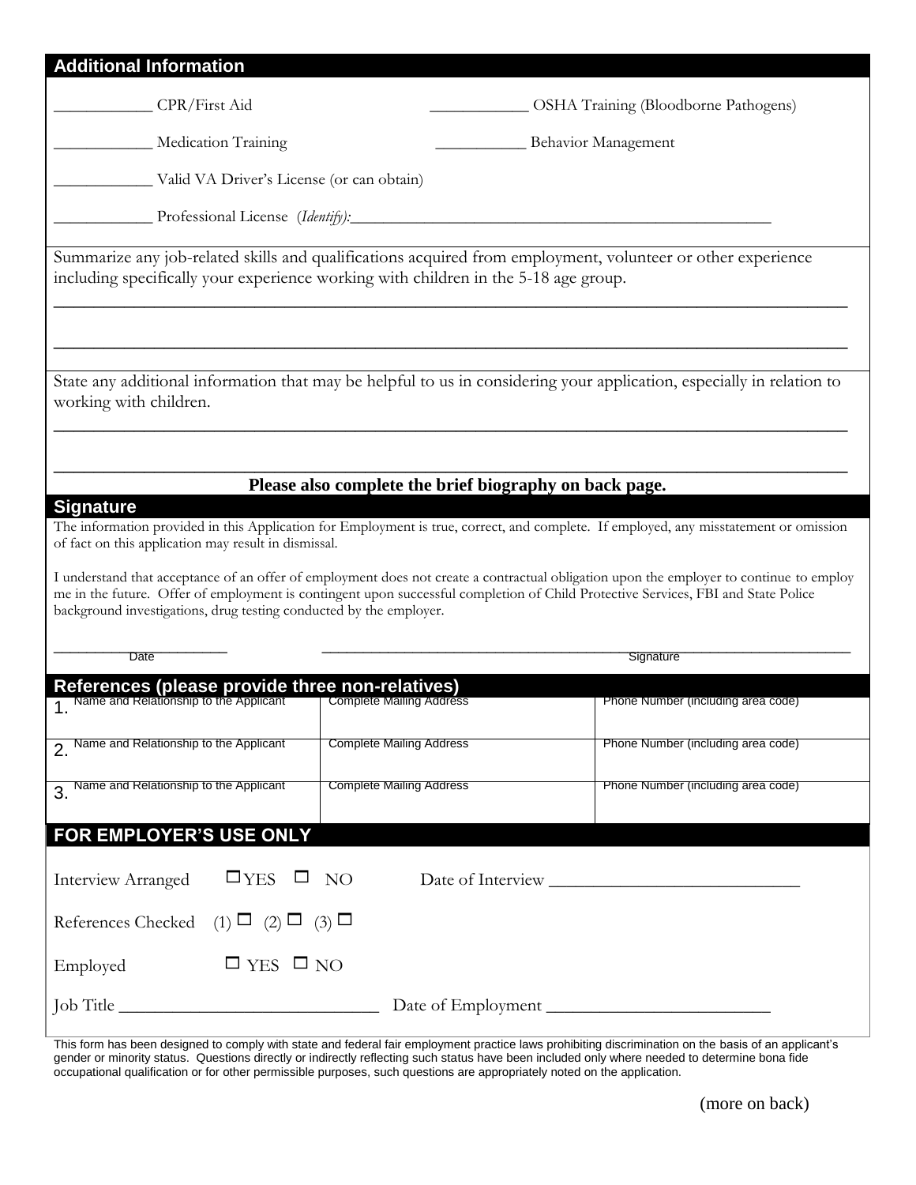## Additional Information

____________ CPR/First Aid

____________ OSHA Training (Bloodborne Pathogens)

____________ Medication Training

___________ Behavior Management

____________ Valid VA Driver's License (or can obtain)

____________ Professional License (*Identify*):_____________________________________________________

Summarize any job-related skills and qualifications acquired from employment, volunteer or other experience including specifically your experience working with children in the 5-18 age group.

_____________________________________________________________________________________

_____________________________________________________________________________________

State any additional information that may be helpful to us in considering your application, especially in relation to working with children.

_____________________________________________________________________________________

_____________________________________________________________________________________

**Please also complete the brief biography on back page.**

## Signature

The information provided in this Application for Employment is true, correct, and complete. If employed, any misstatement or omission of fact on this application may result in dismissal.

I understand that acceptance of an offer of employment does not create a contractual obligation upon the employer to continue to employ me in the future. Offer of employment is contingent upon successful completion of Child Protective Services, FBI and State Police background investigations, drug testing conducted by the employer.

______________________ ______________________________________________________________

Date Signature

## References (please provide three non-relatives)

| | Name and Relationship to the Applicant | Complete Mailing Address | Phone Number (including area code) |
|---|---|---|---|
| 1. | | | |
| 2. | | | |
| 3. | | | |

## FOR EMPLOYER'S USE ONLY

Interview Arranged ☐ YES ☐ NO Date of Interview ____________________________

References Checked (1) ☐ (2) ☐ (3) ☐

Employed ☐ YES ☐ NO

Job Title _____________________________ Date of Employment _________________________

This form has been designed to comply with state and federal fair employment practice laws prohibiting discrimination on the basis of an applicant's gender or minority status. Questions directly or indirectly reflecting such status have been included only where needed to determine bona fide occupational qualification or for other permissible purposes, such questions are appropriately noted on the application.

(more on back)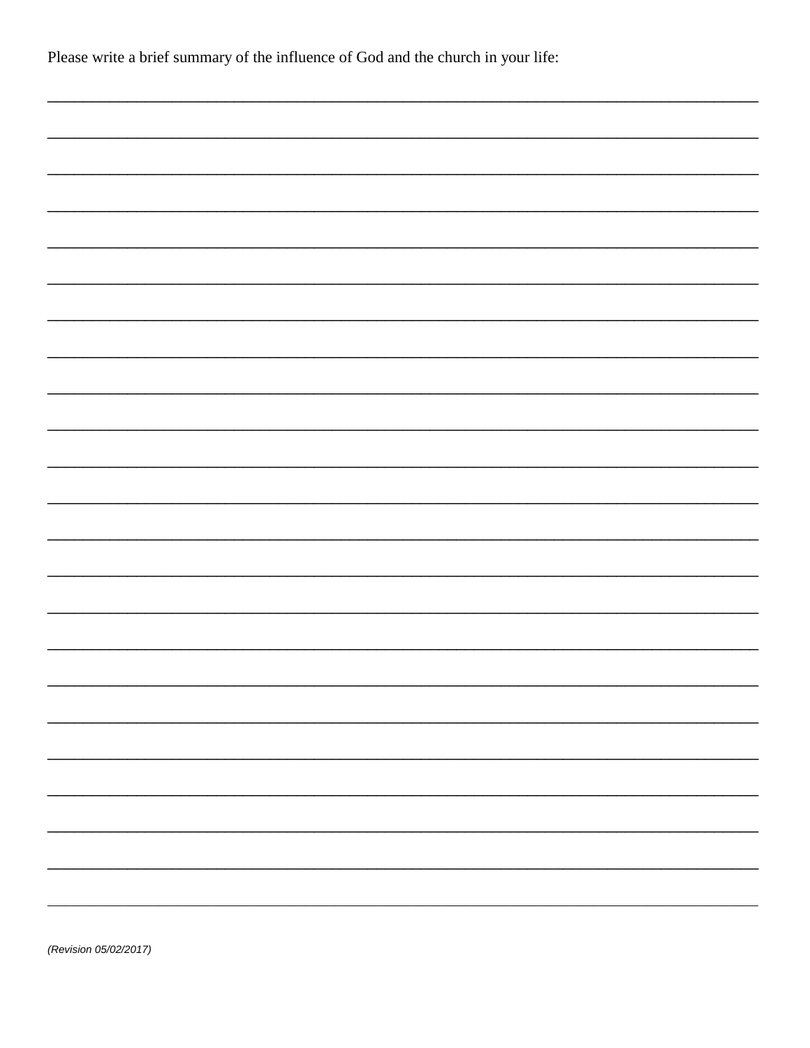Please write a brief summary of the influence of God and the church in your life:

\_\_\_\_\_\_\_\_\_\_\_\_\_\_\_\_\_\_\_\_\_\_\_\_\_\_\_\_\_\_\_\_\_\_\_\_\_\_\_\_\_\_\_\_\_\_\_\_\_\_\_\_\_\_\_\_\_\_\_\_\_\_\_\_\_\_\_\_\_\_\_\_\_\_\_\_\_\_\_\_

\_\_\_\_\_\_\_\_\_\_\_\_\_\_\_\_\_\_\_\_\_\_\_\_\_\_\_\_\_\_\_\_\_\_\_\_\_\_\_\_\_\_\_\_\_\_\_\_\_\_\_\_\_\_\_\_\_\_\_\_\_\_\_\_\_\_\_\_\_\_\_\_\_\_\_\_\_\_\_\_

\_\_\_\_\_\_\_\_\_\_\_\_\_\_\_\_\_\_\_\_\_\_\_\_\_\_\_\_\_\_\_\_\_\_\_\_\_\_\_\_\_\_\_\_\_\_\_\_\_\_\_\_\_\_\_\_\_\_\_\_\_\_\_\_\_\_\_\_\_\_\_\_\_\_\_\_\_\_\_\_

\_\_\_\_\_\_\_\_\_\_\_\_\_\_\_\_\_\_\_\_\_\_\_\_\_\_\_\_\_\_\_\_\_\_\_\_\_\_\_\_\_\_\_\_\_\_\_\_\_\_\_\_\_\_\_\_\_\_\_\_\_\_\_\_\_\_\_\_\_\_\_\_\_\_\_\_\_\_\_\_

\_\_\_\_\_\_\_\_\_\_\_\_\_\_\_\_\_\_\_\_\_\_\_\_\_\_\_\_\_\_\_\_\_\_\_\_\_\_\_\_\_\_\_\_\_\_\_\_\_\_\_\_\_\_\_\_\_\_\_\_\_\_\_\_\_\_\_\_\_\_\_\_\_\_\_\_\_\_\_\_

\_\_\_\_\_\_\_\_\_\_\_\_\_\_\_\_\_\_\_\_\_\_\_\_\_\_\_\_\_\_\_\_\_\_\_\_\_\_\_\_\_\_\_\_\_\_\_\_\_\_\_\_\_\_\_\_\_\_\_\_\_\_\_\_\_\_\_\_\_\_\_\_\_\_\_\_\_\_\_\_

\_\_\_\_\_\_\_\_\_\_\_\_\_\_\_\_\_\_\_\_\_\_\_\_\_\_\_\_\_\_\_\_\_\_\_\_\_\_\_\_\_\_\_\_\_\_\_\_\_\_\_\_\_\_\_\_\_\_\_\_\_\_\_\_\_\_\_\_\_\_\_\_\_\_\_\_\_\_\_\_

\_\_\_\_\_\_\_\_\_\_\_\_\_\_\_\_\_\_\_\_\_\_\_\_\_\_\_\_\_\_\_\_\_\_\_\_\_\_\_\_\_\_\_\_\_\_\_\_\_\_\_\_\_\_\_\_\_\_\_\_\_\_\_\_\_\_\_\_\_\_\_\_\_\_\_\_\_\_\_\_

\_\_\_\_\_\_\_\_\_\_\_\_\_\_\_\_\_\_\_\_\_\_\_\_\_\_\_\_\_\_\_\_\_\_\_\_\_\_\_\_\_\_\_\_\_\_\_\_\_\_\_\_\_\_\_\_\_\_\_\_\_\_\_\_\_\_\_\_\_\_\_\_\_\_\_\_\_\_\_\_

\_\_\_\_\_\_\_\_\_\_\_\_\_\_\_\_\_\_\_\_\_\_\_\_\_\_\_\_\_\_\_\_\_\_\_\_\_\_\_\_\_\_\_\_\_\_\_\_\_\_\_\_\_\_\_\_\_\_\_\_\_\_\_\_\_\_\_\_\_\_\_\_\_\_\_\_\_\_\_\_

\_\_\_\_\_\_\_\_\_\_\_\_\_\_\_\_\_\_\_\_\_\_\_\_\_\_\_\_\_\_\_\_\_\_\_\_\_\_\_\_\_\_\_\_\_\_\_\_\_\_\_\_\_\_\_\_\_\_\_\_\_\_\_\_\_\_\_\_\_\_\_\_\_\_\_\_\_\_\_\_

\_\_\_\_\_\_\_\_\_\_\_\_\_\_\_\_\_\_\_\_\_\_\_\_\_\_\_\_\_\_\_\_\_\_\_\_\_\_\_\_\_\_\_\_\_\_\_\_\_\_\_\_\_\_\_\_\_\_\_\_\_\_\_\_\_\_\_\_\_\_\_\_\_\_\_\_\_\_\_\_

\_\_\_\_\_\_\_\_\_\_\_\_\_\_\_\_\_\_\_\_\_\_\_\_\_\_\_\_\_\_\_\_\_\_\_\_\_\_\_\_\_\_\_\_\_\_\_\_\_\_\_\_\_\_\_\_\_\_\_\_\_\_\_\_\_\_\_\_\_\_\_\_\_\_\_\_\_\_\_\_

\_\_\_\_\_\_\_\_\_\_\_\_\_\_\_\_\_\_\_\_\_\_\_\_\_\_\_\_\_\_\_\_\_\_\_\_\_\_\_\_\_\_\_\_\_\_\_\_\_\_\_\_\_\_\_\_\_\_\_\_\_\_\_\_\_\_\_\_\_\_\_\_\_\_\_\_\_\_\_\_

\_\_\_\_\_\_\_\_\_\_\_\_\_\_\_\_\_\_\_\_\_\_\_\_\_\_\_\_\_\_\_\_\_\_\_\_\_\_\_\_\_\_\_\_\_\_\_\_\_\_\_\_\_\_\_\_\_\_\_\_\_\_\_\_\_\_\_\_\_\_\_\_\_\_\_\_\_\_\_\_

\_\_\_\_\_\_\_\_\_\_\_\_\_\_\_\_\_\_\_\_\_\_\_\_\_\_\_\_\_\_\_\_\_\_\_\_\_\_\_\_\_\_\_\_\_\_\_\_\_\_\_\_\_\_\_\_\_\_\_\_\_\_\_\_\_\_\_\_\_\_\_\_\_\_\_\_\_\_\_\_

\_\_\_\_\_\_\_\_\_\_\_\_\_\_\_\_\_\_\_\_\_\_\_\_\_\_\_\_\_\_\_\_\_\_\_\_\_\_\_\_\_\_\_\_\_\_\_\_\_\_\_\_\_\_\_\_\_\_\_\_\_\_\_\_\_\_\_\_\_\_\_\_\_\_\_\_\_\_\_\_

\_\_\_\_\_\_\_\_\_\_\_\_\_\_\_\_\_\_\_\_\_\_\_\_\_\_\_\_\_\_\_\_\_\_\_\_\_\_\_\_\_\_\_\_\_\_\_\_\_\_\_\_\_\_\_\_\_\_\_\_\_\_\_\_\_\_\_\_\_\_\_\_\_\_\_\_\_\_\_\_

\_\_\_\_\_\_\_\_\_\_\_\_\_\_\_\_\_\_\_\_\_\_\_\_\_\_\_\_\_\_\_\_\_\_\_\_\_\_\_\_\_\_\_\_\_\_\_\_\_\_\_\_\_\_\_\_\_\_\_\_\_\_\_\_\_\_\_\_\_\_\_\_\_\_\_\_\_\_\_\_

\_\_\_\_\_\_\_\_\_\_\_\_\_\_\_\_\_\_\_\_\_\_\_\_\_\_\_\_\_\_\_\_\_\_\_\_\_\_\_\_\_\_\_\_\_\_\_\_\_\_\_\_\_\_\_\_\_\_\_\_\_\_\_\_\_\_\_\_\_\_\_\_\_\_\_\_\_\_\_\_

\_\_\_\_\_\_\_\_\_\_\_\_\_\_\_\_\_\_\_\_\_\_\_\_\_\_\_\_\_\_\_\_\_\_\_\_\_\_\_\_\_\_\_\_\_\_\_\_\_\_\_\_\_\_\_\_\_\_\_\_\_\_\_\_\_\_\_\_\_\_\_\_\_\_\_\_\_\_\_\_

\_\_\_\_\_\_\_\_\_\_\_\_\_\_\_\_\_\_\_\_\_\_\_\_\_\_\_\_\_\_\_\_\_\_\_\_\_\_\_\_\_\_\_\_\_\_\_\_\_\_\_\_\_\_\_\_\_\_\_\_\_\_\_\_\_\_\_\_\_\_\_\_\_\_\_\_\_\_\_\_

\_\_\_\_\_\_\_\_\_\_\_\_\_\_\_\_\_\_\_\_\_\_\_\_\_\_\_\_\_\_\_\_\_\_\_\_\_\_\_\_\_\_\_\_\_\_\_\_\_\_\_\_\_\_\_\_\_\_\_\_\_\_\_\_\_\_\_\_\_\_\_\_\_\_\_\_\_\_\_\_

\_\_\_\_\_\_\_\_\_\_\_\_\_\_\_\_\_\_\_\_\_\_\_\_\_\_\_\_\_\_\_\_\_\_\_\_\_\_\_\_\_\_\_\_\_\_\_\_\_\_\_\_\_\_\_\_\_\_\_\_\_\_\_\_\_\_\_\_\_\_\_\_\_\_\_\_\_\_\_\_

*(Revision 05/02/2017)*